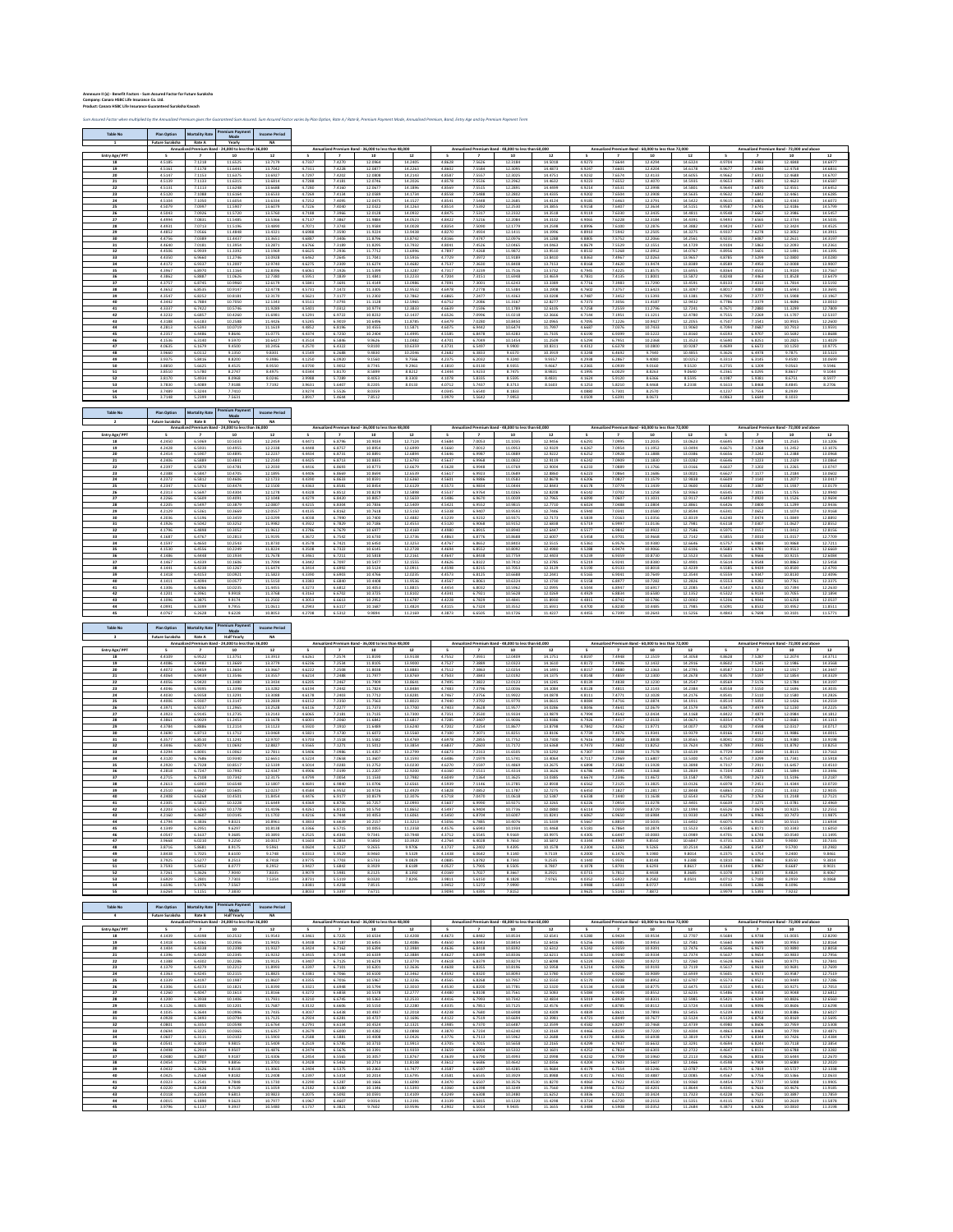**Annexure II (a) - Benefit Factors - Sum Assured Factor for Future Suraksha**
**Company: Canara HSBC Life Insurance Co. Ltd.**
**Product: Canara HSBC Life Insurance Guaranteed Suraksha Kavach**

*Sum Assured Factor when multiplied by the Annualized Premium gives the Guaranteed Sum Assured. Sum Assured Factor varies by Plan Option, Rate A / Rate B, Premium Payment Mode, Annualized Premium, Band, Entry Age and by Premium Payment Term*

| Table No | Plan Option | Mortality Rate | Premium Payment Mode | Income Period |
|---|---|---|---|---|
| 1 | Future Suraksha | Rate A | Yearly | NA |

| Table No | Plan Option | Mortality Rate | Premium Payment Mode | Income Period |
|---|---|---|---|---|
| 2 | Future Suraksha | Rate B | Yearly | NA |

| Table No | Plan Option | Mortality Rate | Premium Payment Mode | Income Period |
|---|---|---|---|---|
| 3 | Future Suraksha | Rate A | Half Yearly | NA |

| Table No | Plan Option | Mortality Rate | Premium Payment Mode | Income Period |
|---|---|---|---|---|
| 4 | Future Suraksha | Rate B | Half Yearly | NA |

Each table has the following column structure:

| | Annualized Premium Band - 24,000 to less than 36,000 | | | | Annualized Premium Band - 36,000 to less than 48,000 | | | | Annualized Premium Band - 48,000 to less than 60,000 | | | | Annualized Premium Band - 60,000 to less than 72,000 | | | | Annualized Premium Band - 72,000 and above | | | |
|---|---|---|---|---|---|---|---|---|---|---|---|---|---|---|---|---|---|---|---|---|
| Entry Age/ PPT | 5 | 7 | 10 | 12 | 5 | 7 | 10 | 12 | 5 | 7 | 10 | 12 | 5 | 7 | 10 | 12 | 5 | 7 | 10 | 12 |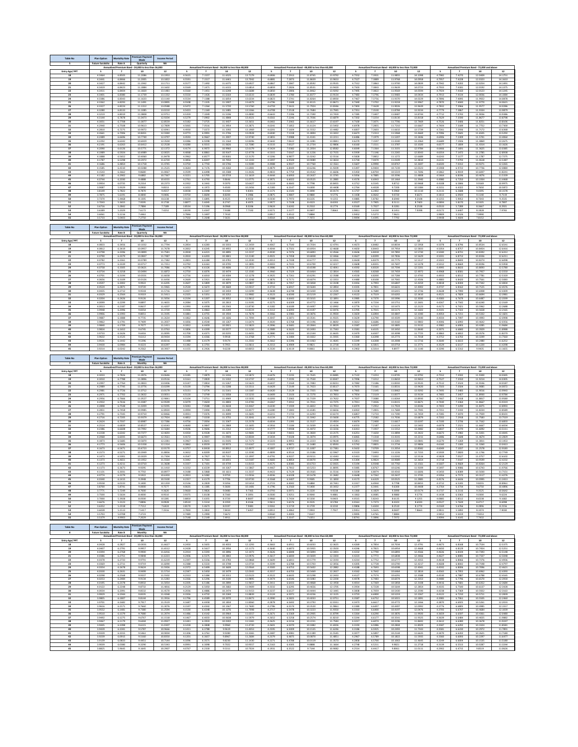| Table No | Plan Option | Mortality Rate | Premium Payment Mode | Income Period |
|---|---|---|---|---|
| 5 | Future Suraksha | Rate A | Quarterly | NA |

| Table No | Plan Option | Mortality Rate | Premium Payment Mode | Income Period |
|---|---|---|---|---|
| 6 | Future Suraksha | Rate B | Quarterly | NA |

| Table No | Plan Option | Mortality Rate | Premium Payment Mode | Income Period |
|---|---|---|---|---|
| 7 | Future Suraksha | Rate A | Monthly | NA |

| Table No | Plan Option | Mortality Rate | Premium Payment Mode | Income Period |
|---|---|---|---|---|
| 8 | Future Suraksha | Rate B | Monthly | NA |